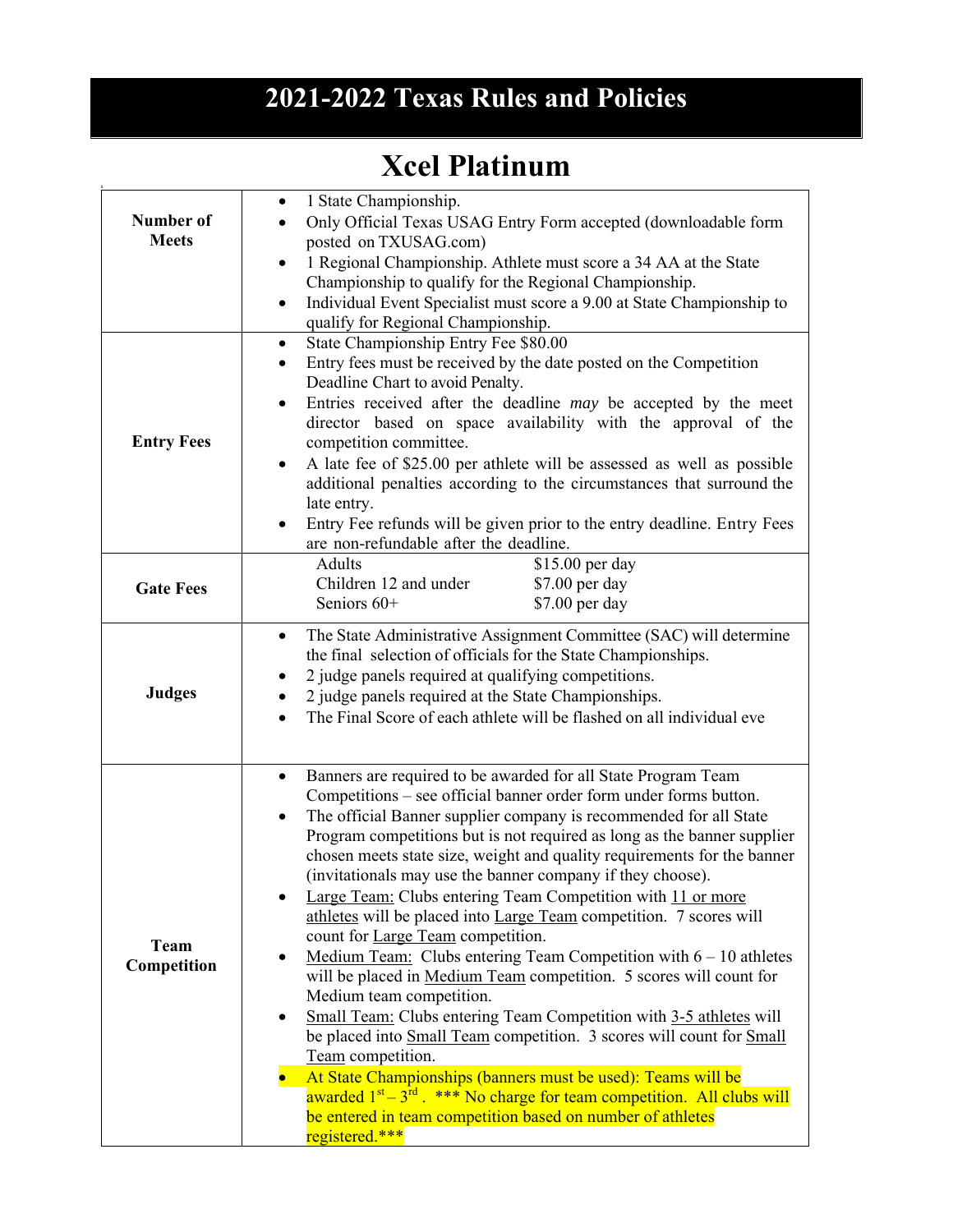# 2021-2022 Texas Rules and Policies

## Xcel Platinum

| | |
|---|---|
| **Number of Meets** | • 1 State Championship.<br>• Only Official Texas USAG Entry Form accepted (downloadable form posted on TXUSAG.com)<br>• 1 Regional Championship. Athlete must score a 34 AA at the State Championship to qualify for the Regional Championship.<br>• Individual Event Specialist must score a 9.00 at State Championship to qualify for Regional Championship. |
| **Entry Fees** | • State Championship Entry Fee $80.00<br>• Entry fees must be received by the date posted on the Competition Deadline Chart to avoid Penalty.<br>• Entries received after the deadline *may* be accepted by the meet director based on space availability with the approval of the competition committee.<br>• A late fee of $25.00 per athlete will be assessed as well as possible additional penalties according to the circumstances that surround the late entry.<br>• Entry Fee refunds will be given prior to the entry deadline. Entry Fees are non-refundable after the deadline. |
| **Gate Fees** | Adults $15.00 per day<br>Children 12 and under $7.00 per day<br>Seniors 60+ $7.00 per day |
| **Judges** | • The State Administrative Assignment Committee (SAC) will determine the final selection of officials for the State Championships.<br>• 2 judge panels required at qualifying competitions.<br>• 2 judge panels required at the State Championships.<br>• The Final Score of each athlete will be flashed on all individual eve |
| **Team Competition** | • Banners are required to be awarded for all State Program Team Competitions – see official banner order form under forms button.<br>• The official Banner supplier company is recommended for all State Program competitions but is not required as long as the banner supplier chosen meets state size, weight and quality requirements for the banner (invitationals may use the banner company if they choose).<br>• Large Team: Clubs entering Team Competition with 11 or more athletes will be placed into Large Team competition. 7 scores will count for Large Team competition.<br>• Medium Team: Clubs entering Team Competition with 6 – 10 athletes will be placed in Medium Team competition. 5 scores will count for Medium team competition.<br>• Small Team: Clubs entering Team Competition with 3-5 athletes will be placed into Small Team competition. 3 scores will count for Small Team competition.<br>• At State Championships (banners must be used): Teams will be awarded 1st – 3rd . *** No charge for team competition. All clubs will be entered in team competition based on number of athletes registered.*** |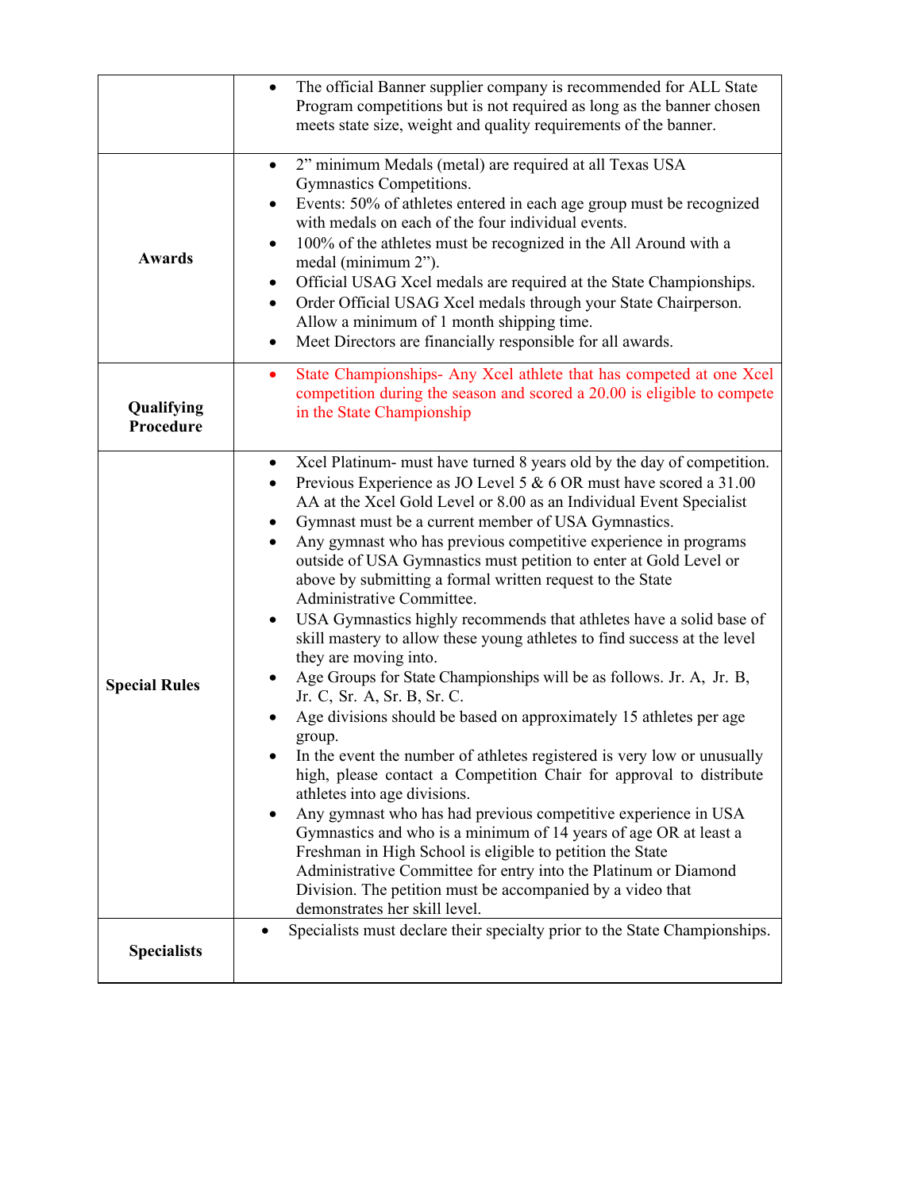| | |
|---|---|
| | • The official Banner supplier company is recommended for ALL State Program competitions but is not required as long as the banner chosen meets state size, weight and quality requirements of the banner. |
| **Awards** | • 2” minimum Medals (metal) are required at all Texas USA Gymnastics Competitions.<br>• Events: 50% of athletes entered in each age group must be recognized with medals on each of the four individual events.<br>• 100% of the athletes must be recognized in the All Around with a medal (minimum 2”).<br>• Official USAG Xcel medals are required at the State Championships.<br>• Order Official USAG Xcel medals through your State Chairperson. Allow a minimum of 1 month shipping time.<br>• Meet Directors are financially responsible for all awards. |
| **Qualifying Procedure** | • State Championships- Any Xcel athlete that has competed at one Xcel competition during the season and scored a 20.00 is eligible to compete in the State Championship |
| **Special Rules** | • Xcel Platinum- must have turned 8 years old by the day of competition.<br>• Previous Experience as JO Level 5 & 6 OR must have scored a 31.00 AA at the Xcel Gold Level or 8.00 as an Individual Event Specialist<br>• Gymnast must be a current member of USA Gymnastics.<br>• Any gymnast who has previous competitive experience in programs outside of USA Gymnastics must petition to enter at Gold Level or above by submitting a formal written request to the State Administrative Committee.<br>• USA Gymnastics highly recommends that athletes have a solid base of skill mastery to allow these young athletes to find success at the level they are moving into.<br>• Age Groups for State Championships will be as follows. Jr. A, Jr. B, Jr. C, Sr. A, Sr. B, Sr. C.<br>• Age divisions should be based on approximately 15 athletes per age group.<br>• In the event the number of athletes registered is very low or unusually high, please contact a Competition Chair for approval to distribute athletes into age divisions.<br>• Any gymnast who has had previous competitive experience in USA Gymnastics and who is a minimum of 14 years of age OR at least a Freshman in High School is eligible to petition the State Administrative Committee for entry into the Platinum or Diamond Division. The petition must be accompanied by a video that demonstrates her skill level. |
| **Specialists** | • Specialists must declare their specialty prior to the State Championships. |